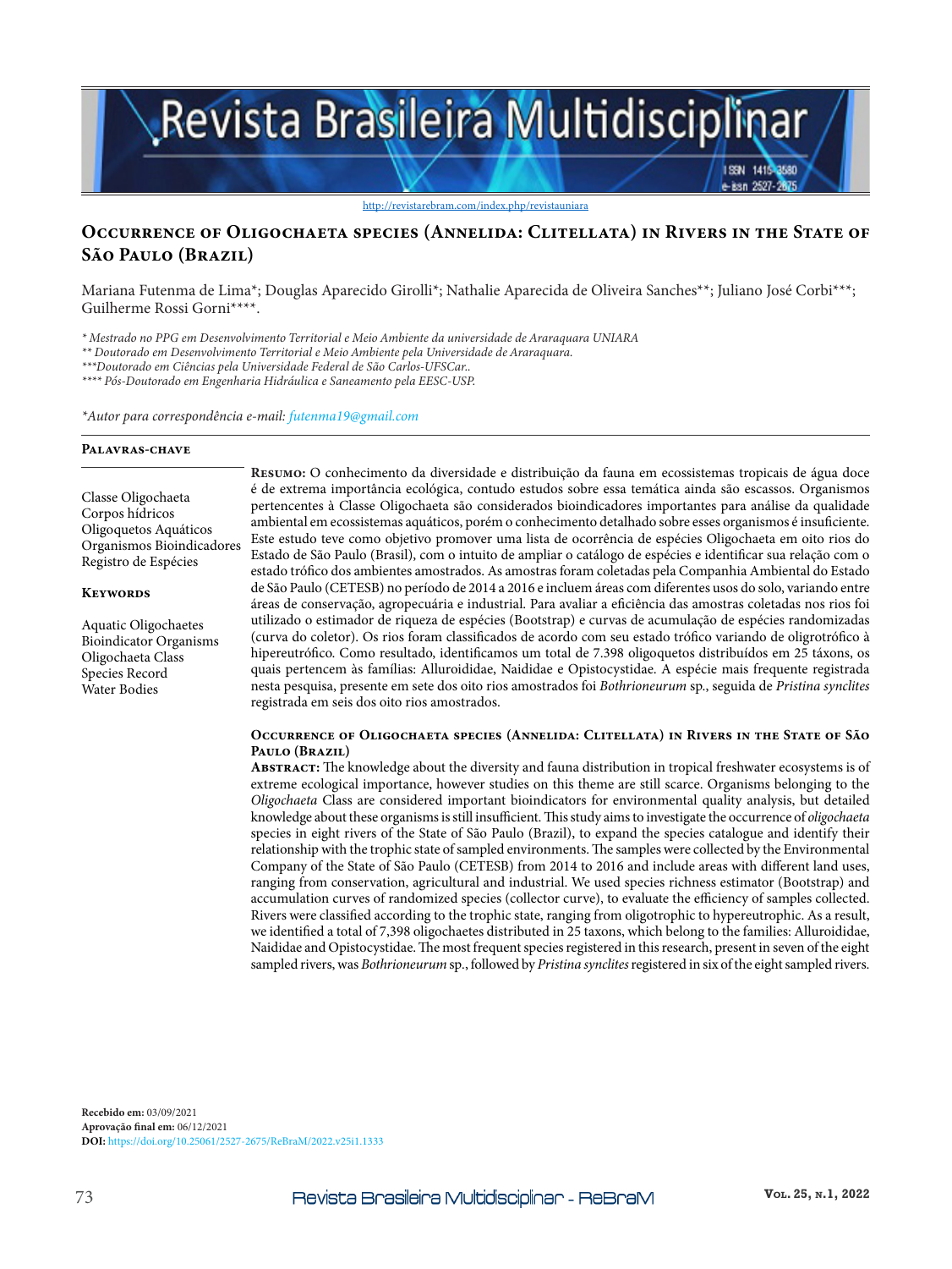http://revistarebram.com/index.php/revistauniara

# Occurrence of Oligochaeta species (Annelida: Clitellata) in Rivers in the State of São Paulo (Brazil)

Mariana Futenma de Lima*; Douglas Aparecido Girolli*; Nathalie Aparecida de Oliveira Sanches**; Juliano José Corbi***; Guilherme Rossi Gorni****.

*\* Mestrado no PPG em Desenvolvimento Territorial e Meio Ambiente da universidade de Araraquara UNIARA*
*\*\* Doutorado em Desenvolvimento Territorial e Meio Ambiente pela Universidade de Araraquara.*
*\*\*\*Doutorado em Ciências pela Universidade Federal de São Carlos-UFSCar..*
*\*\*\*\* Pós-Doutorado em Engenharia Hidráulica e Saneamento pela EESC-USP.*

*\*Autor para correspondência e-mail: futenma19@gmail.com*

### Palavras-chave

Classe Oligochaeta
Corpos hídricos
Oligoquetos Aquáticos
Organismos Bioindicadores
Registro de Espécies

### Keywords

Aquatic Oligochaetes
Bioindicator Organisms
Oligochaeta Class
Species Record
Water Bodies

**Resumo:** O conhecimento da diversidade e distribuição da fauna em ecossistemas tropicais de água doce é de extrema importância ecológica, contudo estudos sobre essa temática ainda são escassos. Organismos pertencentes à Classe Oligochaeta são considerados bioindicadores importantes para análise da qualidade ambiental em ecossistemas aquáticos, porém o conhecimento detalhado sobre esses organismos é insuficiente. Este estudo teve como objetivo promover uma lista de ocorrência de espécies Oligochaeta em oito rios do Estado de São Paulo (Brasil), com o intuito de ampliar o catálogo de espécies e identificar sua relação com o estado trófico dos ambientes amostrados. As amostras foram coletadas pela Companhia Ambiental do Estado de São Paulo (CETESB) no período de 2014 a 2016 e incluem áreas com diferentes usos do solo, variando entre áreas de conservação, agropecuária e industrial. Para avaliar a eficiência das amostras coletadas nos rios foi utilizado o estimador de riqueza de espécies (Bootstrap) e curvas de acumulação de espécies randomizadas (curva do coletor). Os rios foram classificados de acordo com seu estado trófico variando de oligotrófico à hipereutrófico. Como resultado, identificamos um total de 7.398 oligoquetos distribuídos em 25 táxons, os quais pertencem às famílias: Alluroididae, Naididae e Opistocystidae. A espécie mais frequente registrada nesta pesquisa, presente em sete dos oito rios amostrados foi *Bothrioneurum* sp., seguida de *Pristina synclites* registrada em seis dos oito rios amostrados.

## Occurrence of Oligochaeta species (Annelida: Clitellata) in Rivers in the State of São Paulo (Brazil)

**Abstract:** The knowledge about the diversity and fauna distribution in tropical freshwater ecosystems is of extreme ecological importance, however studies on this theme are still scarce. Organisms belonging to the *Oligochaeta* Class are considered important bioindicators for environmental quality analysis, but detailed knowledge about these organisms is still insufficient. This study aims to investigate the occurrence of *oligochaeta* species in eight rivers of the State of São Paulo (Brazil), to expand the species catalogue and identify their relationship with the trophic state of sampled environments. The samples were collected by the Environmental Company of the State of São Paulo (CETESB) from 2014 to 2016 and include areas with different land uses, ranging from conservation, agricultural and industrial. We used species richness estimator (Bootstrap) and accumulation curves of randomized species (collector curve), to evaluate the efficiency of samples collected. Rivers were classified according to the trophic state, ranging from oligotrophic to hypereutrophic. As a result, we identified a total of 7,398 oligochaetes distributed in 25 taxons, which belong to the families: Alluroididae, Naididae and Opistocystidae. The most frequent species registered in this research, present in seven of the eight sampled rivers, was *Bothrioneurum* sp., followed by *Pristina synclites* registered in six of the eight sampled rivers.

**Recebido em:** 03/09/2021
**Aprovação final em:** 06/12/2021
**DOI:** https://doi.org/10.25061/2527-2675/ReBraM/2022.v25i1.1333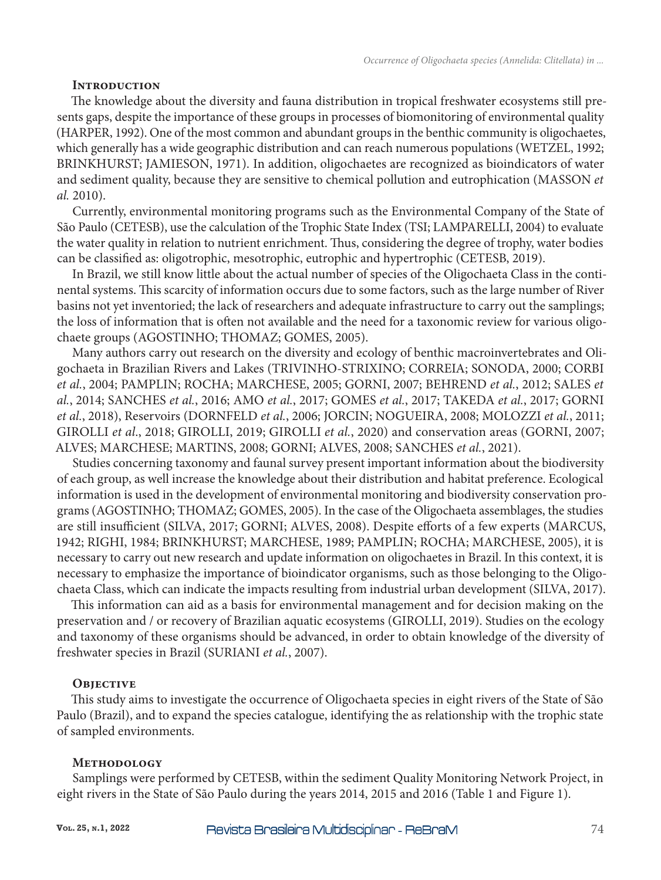## Introduction

The knowledge about the diversity and fauna distribution in tropical freshwater ecosystems still presents gaps, despite the importance of these groups in processes of biomonitoring of environmental quality (HARPER, 1992). One of the most common and abundant groups in the benthic community is oligochaetes, which generally has a wide geographic distribution and can reach numerous populations (WETZEL, 1992; BRINKHURST; JAMIESON, 1971). In addition, oligochaetes are recognized as bioindicators of water and sediment quality, because they are sensitive to chemical pollution and eutrophication (MASSON *et al.* 2010).

Currently, environmental monitoring programs such as the Environmental Company of the State of São Paulo (CETESB), use the calculation of the Trophic State Index (TSI; LAMPARELLI, 2004) to evaluate the water quality in relation to nutrient enrichment. Thus, considering the degree of trophy, water bodies can be classified as: oligotrophic, mesotrophic, eutrophic and hypertrophic (CETESB, 2019).

In Brazil, we still know little about the actual number of species of the Oligochaeta Class in the continental systems. This scarcity of information occurs due to some factors, such as the large number of River basins not yet inventoried; the lack of researchers and adequate infrastructure to carry out the samplings; the loss of information that is often not available and the need for a taxonomic review for various oligochaete groups (AGOSTINHO; THOMAZ; GOMES, 2005).

Many authors carry out research on the diversity and ecology of benthic macroinvertebrates and Oligochaeta in Brazilian Rivers and Lakes (TRIVINHO-STRIXINO; CORREIA; SONODA, 2000; CORBI *et al.*, 2004; PAMPLIN; ROCHA; MARCHESE, 2005; GORNI, 2007; BEHREND *et al.*, 2012; SALES *et al.*, 2014; SANCHES *et al.*, 2016; AMO *et al.*, 2017; GOMES *et al.*, 2017; TAKEDA *et al.*, 2017; GORNI *et al.*, 2018), Reservoirs (DORNFELD *et al.*, 2006; JORCIN; NOGUEIRA, 2008; MOLOZZI *et al.*, 2011; GIROLLI *et al*., 2018; GIROLLI, 2019; GIROLLI *et al.*, 2020) and conservation areas (GORNI, 2007; ALVES; MARCHESE; MARTINS, 2008; GORNI; ALVES, 2008; SANCHES *et al.*, 2021).

Studies concerning taxonomy and faunal survey present important information about the biodiversity of each group, as well increase the knowledge about their distribution and habitat preference. Ecological information is used in the development of environmental monitoring and biodiversity conservation programs (AGOSTINHO; THOMAZ; GOMES, 2005). In the case of the Oligochaeta assemblages, the studies are still insufficient (SILVA, 2017; GORNI; ALVES, 2008). Despite efforts of a few experts (MARCUS, 1942; RIGHI, 1984; BRINKHURST; MARCHESE, 1989; PAMPLIN; ROCHA; MARCHESE, 2005), it is necessary to carry out new research and update information on oligochaetes in Brazil. In this context, it is necessary to emphasize the importance of bioindicator organisms, such as those belonging to the Oligochaeta Class, which can indicate the impacts resulting from industrial urban development (SILVA, 2017).

This information can aid as a basis for environmental management and for decision making on the preservation and / or recovery of Brazilian aquatic ecosystems (GIROLLI, 2019). Studies on the ecology and taxonomy of these organisms should be advanced, in order to obtain knowledge of the diversity of freshwater species in Brazil (SURIANI *et al.*, 2007).

## Objective

This study aims to investigate the occurrence of Oligochaeta species in eight rivers of the State of São Paulo (Brazil), and to expand the species catalogue, identifying the as relationship with the trophic state of sampled environments.

## Methodology

Samplings were performed by CETESB, within the sediment Quality Monitoring Network Project, in eight rivers in the State of São Paulo during the years 2014, 2015 and 2016 (Table 1 and Figure 1).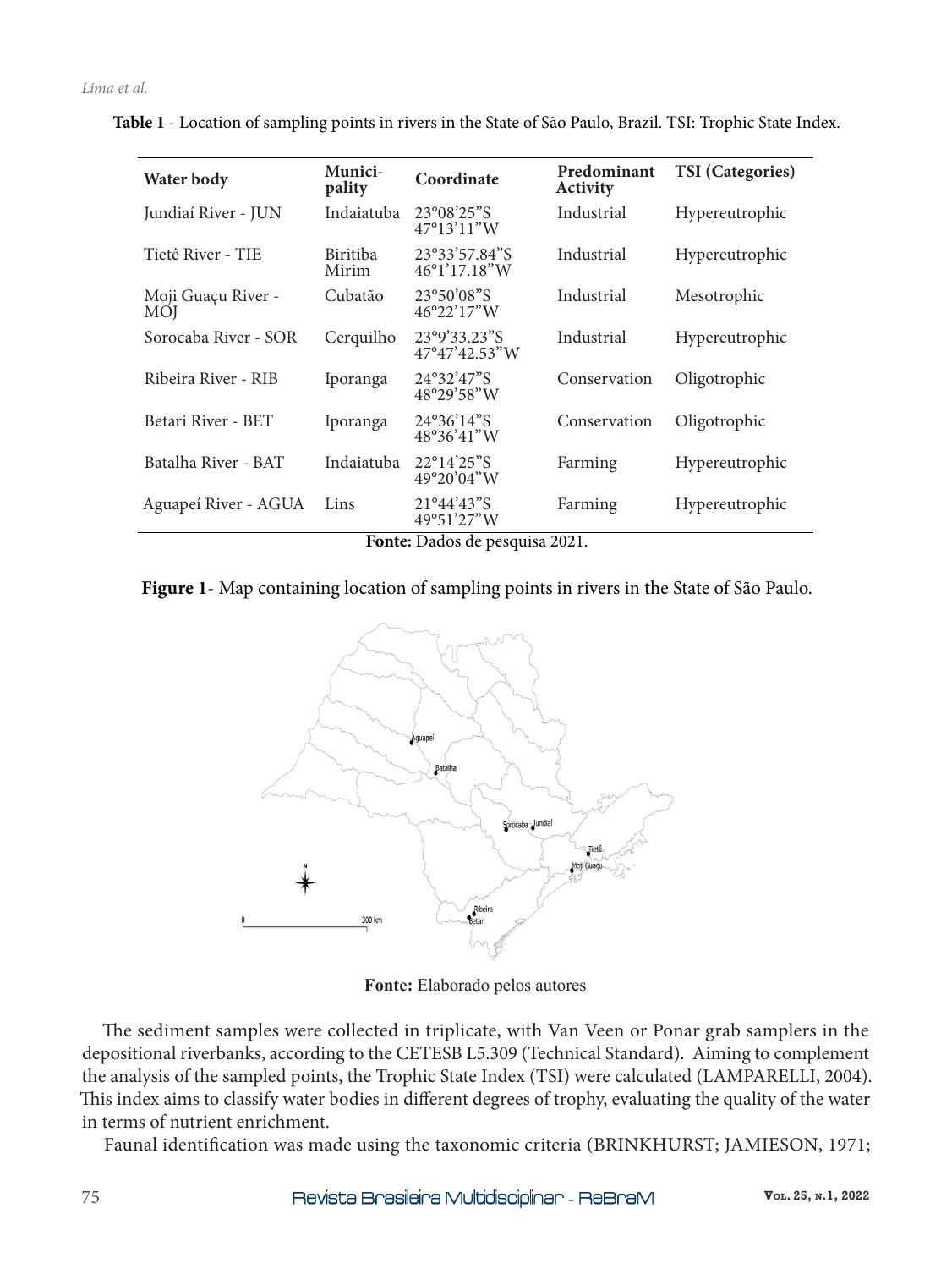**Table 1** - Location of sampling points in rivers in the State of São Paulo, Brazil. TSI: Trophic State Index.

| Water body | Munici-pality | Coordinate | Predominant Activity | TSI (Categories) |
|---|---|---|---|---|
| Jundiaí River - JUN | Indaiatuba | 23°08'25"S 47°13'11"W | Industrial | Hypereutrophic |
| Tietê River - TIE | Biritiba Mirim | 23°33'57.84"S 46°1'17.18"W | Industrial | Hypereutrophic |
| Moji Guaçu River - MOJ | Cubatão | 23°50'08"S 46°22'17"W | Industrial | Mesotrophic |
| Sorocaba River - SOR | Cerquilho | 23°9'33.23"S 47°47'42.53"W | Industrial | Hypereutrophic |
| Ribeira River - RIB | Iporanga | 24°32'47"S 48°29'58"W | Conservation | Oligotrophic |
| Betari River - BET | Iporanga | 24°36'14"S 48°36'41"W | Conservation | Oligotrophic |
| Batalha River - BAT | Indaiatuba | 22°14'25"S 49°20'04"W | Farming | Hypereutrophic |
| Aguapeí River - AGUA | Lins | 21°44'43"S 49°51'27"W | Farming | Hypereutrophic |

**Fonte:** Dados de pesquisa 2021.

**Figure 1**- Map containing location of sampling points in rivers in the State of São Paulo.

**Fonte:** Elaborado pelos autores

The sediment samples were collected in triplicate, with Van Veen or Ponar grab samplers in the depositional riverbanks, according to the CETESB L5.309 (Technical Standard). Aiming to complement the analysis of the sampled points, the Trophic State Index (TSI) were calculated (LAMPARELLI, 2004). This index aims to classify water bodies in different degrees of trophy, evaluating the quality of the water in terms of nutrient enrichment.

Faunal identification was made using the taxonomic criteria (BRINKHURST; JAMIESON, 1971;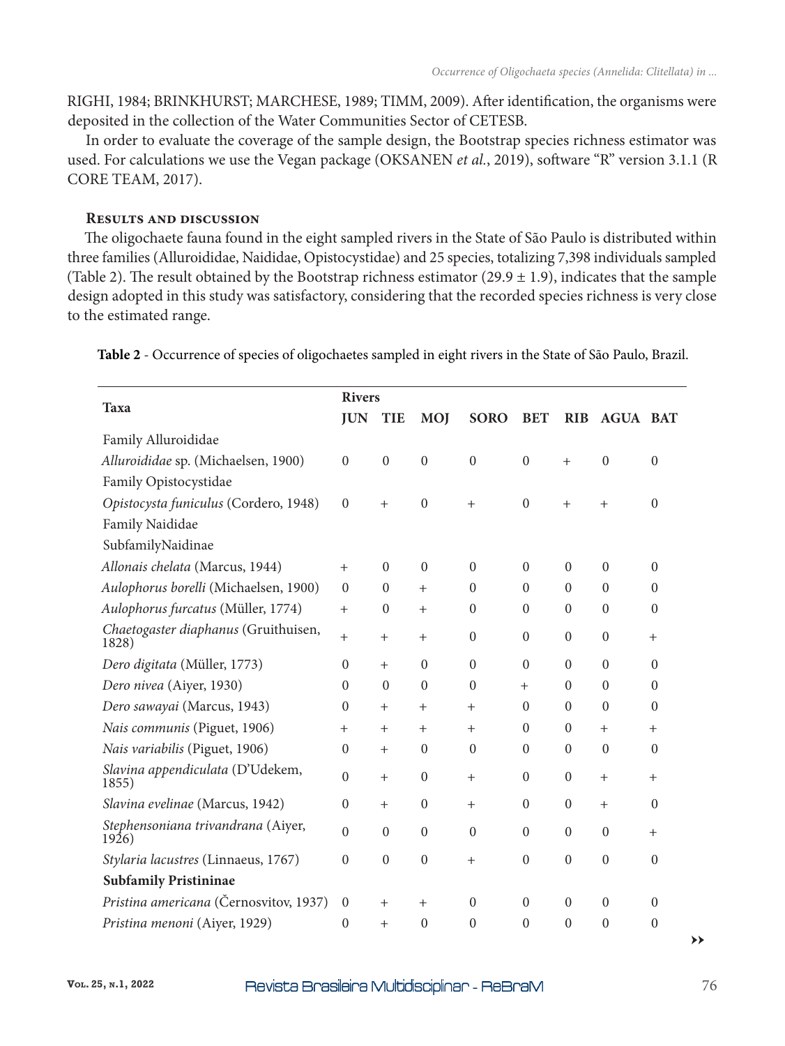RIGHI, 1984; BRINKHURST; MARCHESE, 1989; TIMM, 2009). After identification, the organisms were deposited in the collection of the Water Communities Sector of CETESB.

In order to evaluate the coverage of the sample design, the Bootstrap species richness estimator was used. For calculations we use the Vegan package (OKSANEN *et al.*, 2019), software "R" version 3.1.1 (R CORE TEAM, 2017).

## Results and discussion

The oligochaete fauna found in the eight sampled rivers in the State of São Paulo is distributed within three families (Alluroididae, Naididae, Opistocystidae) and 25 species, totalizing 7,398 individuals sampled (Table 2). The result obtained by the Bootstrap richness estimator (29.9 ± 1.9), indicates that the sample design adopted in this study was satisfactory, considering that the recorded species richness is very close to the estimated range.

**Table 2** - Occurrence of species of oligochaetes sampled in eight rivers in the State of São Paulo, Brazil.

| Taxa | Rivers | | | | | | | |
|---|---|---|---|---|---|---|---|---|
| | **JUN** | **TIE** | **MOJ** | **SORO** | **BET** | **RIB** | **AGUA** | **BAT** |
| Family Alluroididae | | | | | | | | |
| *Alluroididae* sp. (Michaelsen, 1900) | 0 | 0 | 0 | 0 | 0 | + | 0 | 0 |
| Family Opistocystidae | | | | | | | | |
| *Opistocysta funiculus* (Cordero, 1948) | 0 | + | 0 | + | 0 | + | + | 0 |
| Family Naididae | | | | | | | | |
| SubfamilyNaidinae | | | | | | | | |
| *Allonais chelata* (Marcus, 1944) | + | 0 | 0 | 0 | 0 | 0 | 0 | 0 |
| *Aulophorus borelli* (Michaelsen, 1900) | 0 | 0 | + | 0 | 0 | 0 | 0 | 0 |
| *Aulophorus furcatus* (Müller, 1774) | + | 0 | + | 0 | 0 | 0 | 0 | 0 |
| *Chaetogaster diaphanus* (Gruithuisen, 1828) | + | + | + | 0 | 0 | 0 | 0 | + |
| *Dero digitata* (Müller, 1773) | 0 | + | 0 | 0 | 0 | 0 | 0 | 0 |
| *Dero nivea* (Aiyer, 1930) | 0 | 0 | 0 | 0 | + | 0 | 0 | 0 |
| *Dero sawayai* (Marcus, 1943) | 0 | + | + | + | 0 | 0 | 0 | 0 |
| *Nais communis* (Piguet, 1906) | + | + | + | + | 0 | 0 | + | + |
| *Nais variabilis* (Piguet, 1906) | 0 | + | 0 | 0 | 0 | 0 | 0 | 0 |
| *Slavina appendiculata* (D'Udekem, 1855) | 0 | + | 0 | + | 0 | 0 | + | + |
| *Slavina evelinae* (Marcus, 1942) | 0 | + | 0 | + | 0 | 0 | + | 0 |
| *Stephensoniana trivandrana* (Aiyer, 1926) | 0 | 0 | 0 | 0 | 0 | 0 | 0 | + |
| *Stylaria lacustres* (Linnaeus, 1767) | 0 | 0 | 0 | + | 0 | 0 | 0 | 0 |
| **Subfamily Pristininae** | | | | | | | | |
| *Pristina americana* (Černosvitov, 1937) | 0 | + | + | 0 | 0 | 0 | 0 | 0 |
| *Pristina menoni* (Aiyer, 1929) | 0 | + | 0 | 0 | 0 | 0 | 0 | 0 |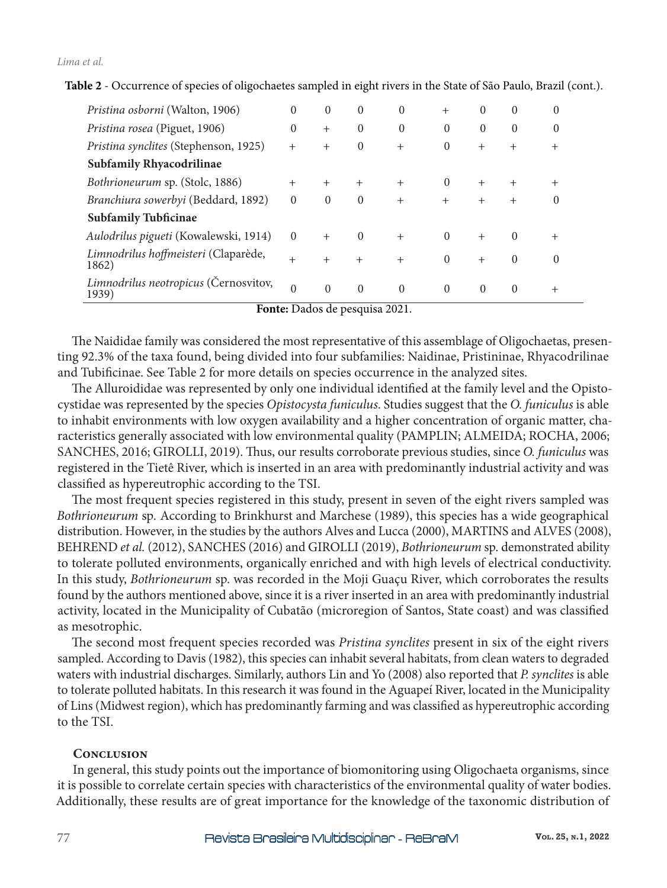**Table 2** - Occurrence of species of oligochaetes sampled in eight rivers in the State of São Paulo, Brazil (cont.).

| | | | | | | | | |
|---|---|---|---|---|---|---|---|---|
| *Pristina osborni* (Walton, 1906) | 0 | 0 | 0 | 0 | + | 0 | 0 | 0 |
| *Pristina rosea* (Piguet, 1906) | 0 | + | 0 | 0 | 0 | 0 | 0 | 0 |
| *Pristina synclites* (Stephenson, 1925) | + | + | 0 | + | 0 | + | + | + |
| **Subfamily Rhyacodrilinae** | | | | | | | | |
| *Bothrioneurum* sp. (Stolc, 1886) | + | + | + | + | 0 | + | + | + |
| *Branchiura sowerbyi* (Beddard, 1892) | 0 | 0 | 0 | + | + | + | + | 0 |
| **Subfamily Tubficinae** | | | | | | | | |
| *Aulodrilus pigueti* (Kowalewski, 1914) | 0 | + | 0 | + | 0 | + | 0 | + |
| *Limnodrilus hoffmeisteri* (Claparède, 1862) | + | + | + | + | 0 | + | 0 | 0 |
| *Limnodrilus neotropicus* (Černosvitov, 1939) | 0 | 0 | 0 | 0 | 0 | 0 | 0 | + |

**Fonte:** Dados de pesquisa 2021.

The Naididae family was considered the most representative of this assemblage of Oligochaetas, presenting 92.3% of the taxa found, being divided into four subfamilies: Naidinae, Pristininae, Rhyacodrilinae and Tubificinae. See Table 2 for more details on species occurrence in the analyzed sites.

The Alluroididae was represented by only one individual identified at the family level and the Opistocystidae was represented by the species *Opistocysta funiculus*. Studies suggest that the *O. funiculus* is able to inhabit environments with low oxygen availability and a higher concentration of organic matter, characteristics generally associated with low environmental quality (PAMPLIN; ALMEIDA; ROCHA, 2006; SANCHES, 2016; GIROLLI, 2019). Thus, our results corroborate previous studies, since *O. funiculus* was registered in the Tietê River, which is inserted in an area with predominantly industrial activity and was classified as hypereutrophic according to the TSI.

The most frequent species registered in this study, present in seven of the eight rivers sampled was *Bothrioneurum* sp. According to Brinkhurst and Marchese (1989), this species has a wide geographical distribution. However, in the studies by the authors Alves and Lucca (2000), MARTINS and ALVES (2008), BEHREND *et al.* (2012), SANCHES (2016) and GIROLLI (2019), *Bothrioneurum* sp. demonstrated ability to tolerate polluted environments, organically enriched and with high levels of electrical conductivity. In this study, *Bothrioneurum* sp. was recorded in the Moji Guaçu River, which corroborates the results found by the authors mentioned above, since it is a river inserted in an area with predominantly industrial activity, located in the Municipality of Cubatão (microregion of Santos, State coast) and was classified as mesotrophic.

The second most frequent species recorded was *Pristina synclites* present in six of the eight rivers sampled. According to Davis (1982), this species can inhabit several habitats, from clean waters to degraded waters with industrial discharges. Similarly, authors Lin and Yo (2008) also reported that *P. synclites* is able to tolerate polluted habitats. In this research it was found in the Aguapeí River, located in the Municipality of Lins (Midwest region), which has predominantly farming and was classified as hypereutrophic according to the TSI.

## Conclusion

In general, this study points out the importance of biomonitoring using Oligochaeta organisms, since it is possible to correlate certain species with characteristics of the environmental quality of water bodies. Additionally, these results are of great importance for the knowledge of the taxonomic distribution of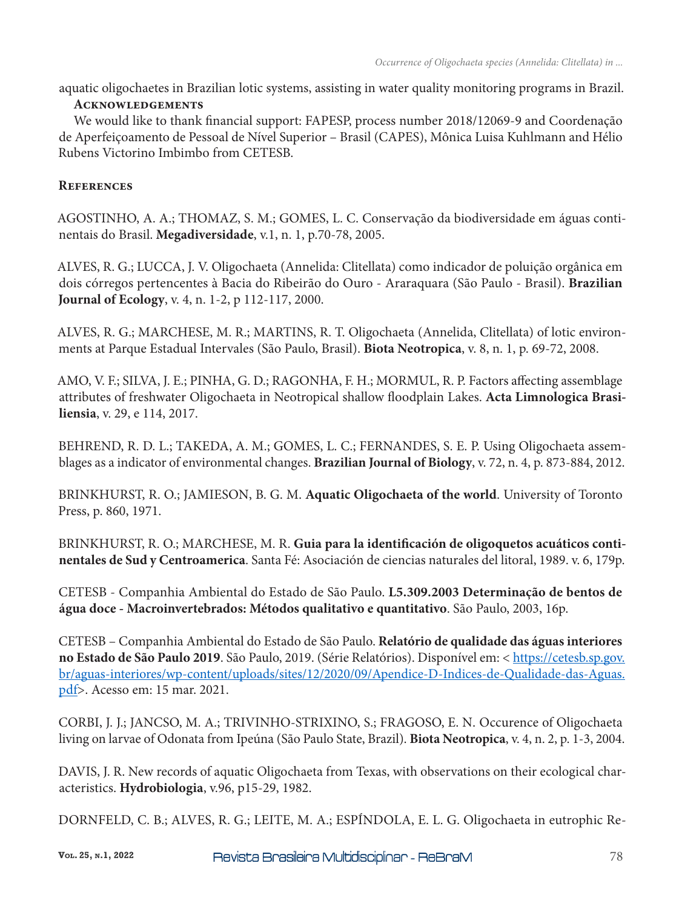aquatic oligochaetes in Brazilian lotic systems, assisting in water quality monitoring programs in Brazil.

## Acknowledgements

We would like to thank financial support: FAPESP, process number 2018/12069-9 and Coordenação de Aperfeiçoamento de Pessoal de Nível Superior – Brasil (CAPES), Mônica Luisa Kuhlmann and Hélio Rubens Victorino Imbimbo from CETESB.

## References

AGOSTINHO, A. A.; THOMAZ, S. M.; GOMES, L. C. Conservação da biodiversidade em águas continentais do Brasil. **Megadiversidade**, v.1, n. 1, p.70-78, 2005.

ALVES, R. G.; LUCCA, J. V. Oligochaeta (Annelida: Clitellata) como indicador de poluição orgânica em dois córregos pertencentes à Bacia do Ribeirão do Ouro - Araraquara (São Paulo - Brasil). **Brazilian Journal of Ecology**, v. 4, n. 1-2, p 112-117, 2000.

ALVES, R. G.; MARCHESE, M. R.; MARTINS, R. T. Oligochaeta (Annelida, Clitellata) of lotic environments at Parque Estadual Intervales (São Paulo, Brasil). **Biota Neotropica**, v. 8, n. 1, p. 69-72, 2008.

AMO, V. F.; SILVA, J. E.; PINHA, G. D.; RAGONHA, F. H.; MORMUL, R. P. Factors affecting assemblage attributes of freshwater Oligochaeta in Neotropical shallow floodplain Lakes. **Acta Limnologica Brasiliensia**, v. 29, e 114, 2017.

BEHREND, R. D. L.; TAKEDA, A. M.; GOMES, L. C.; FERNANDES, S. E. P. Using Oligochaeta assemblages as a indicator of environmental changes. **Brazilian Journal of Biology**, v. 72, n. 4, p. 873-884, 2012.

BRINKHURST, R. O.; JAMIESON, B. G. M. **Aquatic Oligochaeta of the world**. University of Toronto Press, p. 860, 1971.

BRINKHURST, R. O.; MARCHESE, M. R. **Guia para la identificación de oligoquetos acuáticos continentales de Sud y Centroamerica**. Santa Fé: Asociación de ciencias naturales del litoral, 1989. v. 6, 179p.

CETESB - Companhia Ambiental do Estado de São Paulo. **L5.309.2003 Determinação de bentos de água doce - Macroinvertebrados: Métodos qualitativo e quantitativo**. São Paulo, 2003, 16p.

CETESB – Companhia Ambiental do Estado de São Paulo. **Relatório de qualidade das águas interiores no Estado de São Paulo 2019**. São Paulo, 2019. (Série Relatórios). Disponível em: < https://cetesb.sp.gov.br/aguas-interiores/wp-content/uploads/sites/12/2020/09/Apendice-D-Indices-de-Qualidade-das-Aguas.pdf>. Acesso em: 15 mar. 2021.

CORBI, J. J.; JANCSO, M. A.; TRIVINHO-STRIXINO, S.; FRAGOSO, E. N. Occurence of Oligochaeta living on larvae of Odonata from Ipeúna (São Paulo State, Brazil). **Biota Neotropica**, v. 4, n. 2, p. 1-3, 2004.

DAVIS, J. R. New records of aquatic Oligochaeta from Texas, with observations on their ecological characteristics. **Hydrobiologia**, v.96, p15-29, 1982.

DORNFELD, C. B.; ALVES, R. G.; LEITE, M. A.; ESPÍNDOLA, E. L. G. Oligochaeta in eutrophic Re-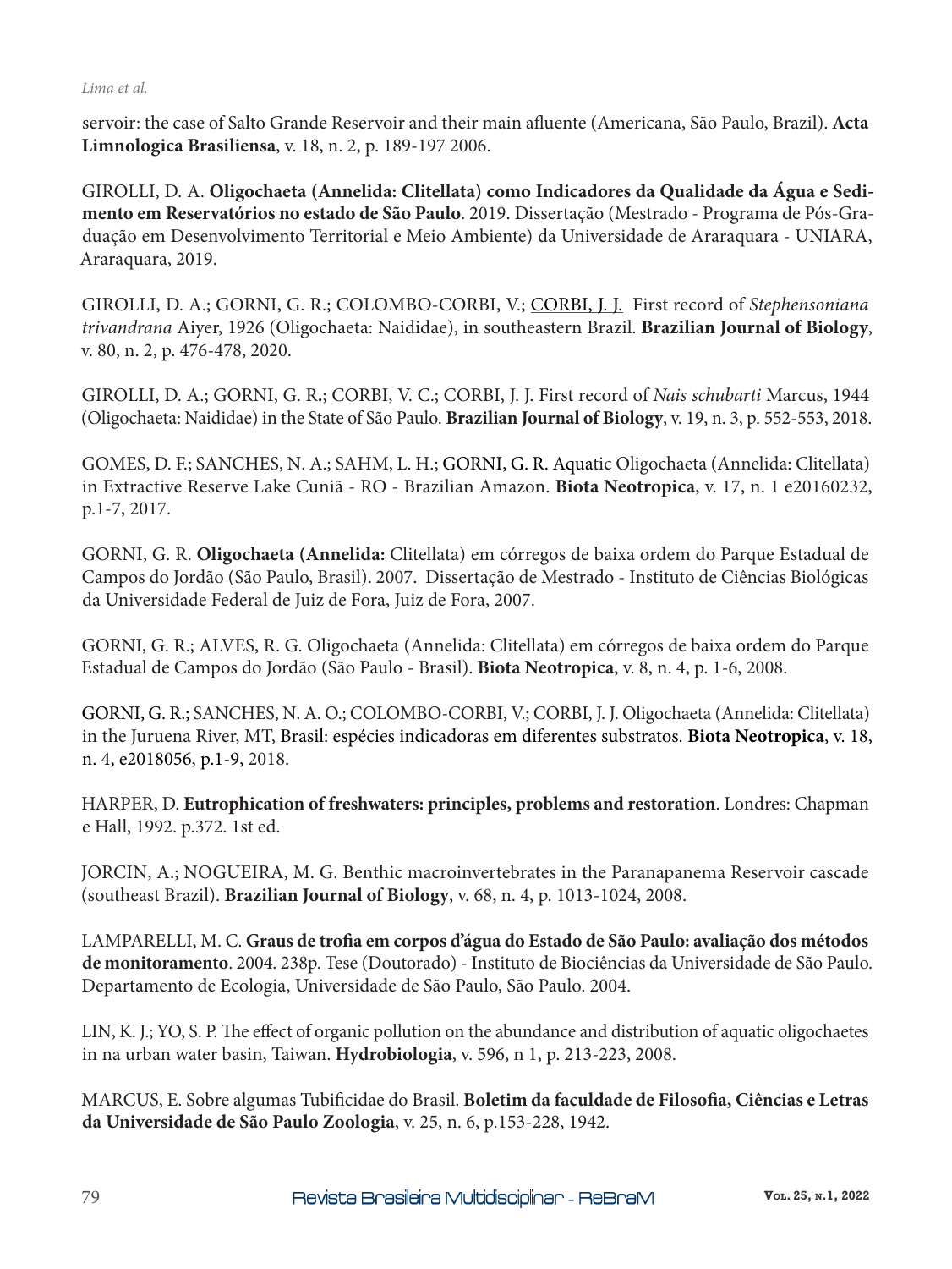servoir: the case of Salto Grande Reservoir and their main afluente (Americana, São Paulo, Brazil). **Acta Limnologica Brasiliensa**, v. 18, n. 2, p. 189-197 2006.

GIROLLI, D. A. **Oligochaeta (Annelida: Clitellata) como Indicadores da Qualidade da Água e Sedimento em Reservatórios no estado de São Paulo**. 2019. Dissertação (Mestrado - Programa de Pós-Graduação em Desenvolvimento Territorial e Meio Ambiente) da Universidade de Araraquara - UNIARA, Araraquara, 2019.

GIROLLI, D. A.; GORNI, G. R.; COLOMBO-CORBI, V.; CORBI, J. J. First record of *Stephensoniana trivandrana* Aiyer, 1926 (Oligochaeta: Naididae), in southeastern Brazil. **Brazilian Journal of Biology**, v. 80, n. 2, p. 476-478, 2020.

GIROLLI, D. A.; GORNI, G. R.; CORBI, V. C.; CORBI, J. J. First record of *Nais schubarti* Marcus, 1944 (Oligochaeta: Naididae) in the State of São Paulo. **Brazilian Journal of Biology**, v. 19, n. 3, p. 552-553, 2018.

GOMES, D. F.; SANCHES, N. A.; SAHM, L. H.; GORNI, G. R. Aquatic Oligochaeta (Annelida: Clitellata) in Extractive Reserve Lake Cuniã - RO - Brazilian Amazon. **Biota Neotropica**, v. 17, n. 1 e20160232, p.1-7, 2017.

GORNI, G. R. **Oligochaeta (Annelida:** Clitellata) em córregos de baixa ordem do Parque Estadual de Campos do Jordão (São Paulo, Brasil). 2007. Dissertação de Mestrado - Instituto de Ciências Biológicas da Universidade Federal de Juiz de Fora, Juiz de Fora, 2007.

GORNI, G. R.; ALVES, R. G. Oligochaeta (Annelida: Clitellata) em córregos de baixa ordem do Parque Estadual de Campos do Jordão (São Paulo - Brasil). **Biota Neotropica**, v. 8, n. 4, p. 1-6, 2008.

GORNI, G. R.; SANCHES, N. A. O.; COLOMBO-CORBI, V.; CORBI, J. J. Oligochaeta (Annelida: Clitellata) in the Juruena River, MT, Brasil: espécies indicadoras em diferentes substratos. **Biota Neotropica**, v. 18, n. 4, e2018056, p.1-9, 2018.

HARPER, D. **Eutrophication of freshwaters: principles, problems and restoration**. Londres: Chapman e Hall, 1992. p.372. 1st ed.

JORCIN, A.; NOGUEIRA, M. G. Benthic macroinvertebrates in the Paranapanema Reservoir cascade (southeast Brazil). **Brazilian Journal of Biology**, v. 68, n. 4, p. 1013-1024, 2008.

LAMPARELLI, M. C. **Graus de trofia em corpos d'água do Estado de São Paulo: avaliação dos métodos de monitoramento**. 2004. 238p. Tese (Doutorado) - Instituto de Biociências da Universidade de São Paulo. Departamento de Ecologia, Universidade de São Paulo, São Paulo. 2004.

LIN, K. J.; YO, S. P. The effect of organic pollution on the abundance and distribution of aquatic oligochaetes in na urban water basin, Taiwan. **Hydrobiologia**, v. 596, n 1, p. 213-223, 2008.

MARCUS, E. Sobre algumas Tubificidae do Brasil. **Boletim da faculdade de Filosofia, Ciências e Letras da Universidade de São Paulo Zoologia**, v. 25, n. 6, p.153-228, 1942.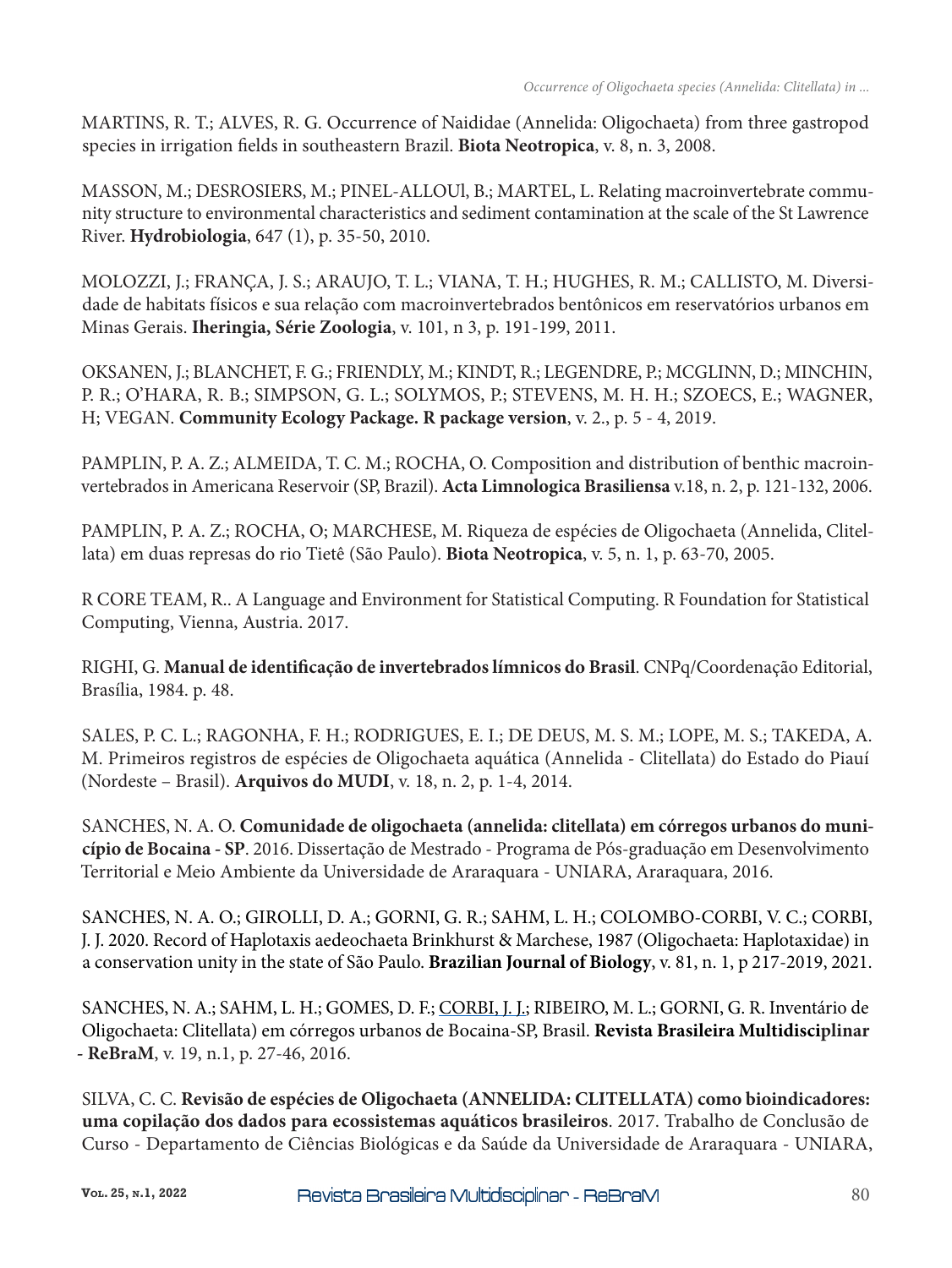MARTINS, R. T.; ALVES, R. G. Occurrence of Naididae (Annelida: Oligochaeta) from three gastropod species in irrigation fields in southeastern Brazil. **Biota Neotropica**, v. 8, n. 3, 2008.

MASSON, M.; DESROSIERS, M.; PINEL-ALLOUl, B.; MARTEL, L. Relating macroinvertebrate community structure to environmental characteristics and sediment contamination at the scale of the St Lawrence River. **Hydrobiologia**, 647 (1), p. 35-50, 2010.

MOLOZZI, J.; FRANÇA, J. S.; ARAUJO, T. L.; VIANA, T. H.; HUGHES, R. M.; CALLISTO, M. Diversidade de habitats físicos e sua relação com macroinvertebrados bentônicos em reservatórios urbanos em Minas Gerais. **Iheringia, Série Zoologia**, v. 101, n 3, p. 191-199, 2011.

OKSANEN, J.; BLANCHET, F. G.; FRIENDLY, M.; KINDT, R.; LEGENDRE, P.; MCGLINN, D.; MINCHIN, P. R.; O'HARA, R. B.; SIMPSON, G. L.; SOLYMOS, P.; STEVENS, M. H. H.; SZOECS, E.; WAGNER, H; VEGAN. **Community Ecology Package. R package version**, v. 2., p. 5 - 4, 2019.

PAMPLIN, P. A. Z.; ALMEIDA, T. C. M.; ROCHA, O. Composition and distribution of benthic macroinvertebrados in Americana Reservoir (SP, Brazil). **Acta Limnologica Brasiliensa** v.18, n. 2, p. 121-132, 2006.

PAMPLIN, P. A. Z.; ROCHA, O; MARCHESE, M. Riqueza de espécies de Oligochaeta (Annelida, Clitellata) em duas represas do rio Tietê (São Paulo). **Biota Neotropica**, v. 5, n. 1, p. 63-70, 2005.

R CORE TEAM, R.. A Language and Environment for Statistical Computing. R Foundation for Statistical Computing, Vienna, Austria. 2017.

RIGHI, G. **Manual de identificação de invertebrados límnicos do Brasil**. CNPq/Coordenação Editorial, Brasília, 1984. p. 48.

SALES, P. C. L.; RAGONHA, F. H.; RODRIGUES, E. I.; DE DEUS, M. S. M.; LOPE, M. S.; TAKEDA, A. M. Primeiros registros de espécies de Oligochaeta aquática (Annelida - Clitellata) do Estado do Piauí (Nordeste – Brasil). **Arquivos do MUDI**, v. 18, n. 2, p. 1-4, 2014.

SANCHES, N. A. O. **Comunidade de oligochaeta (annelida: clitellata) em córregos urbanos do município de Bocaina - SP**. 2016. Dissertação de Mestrado - Programa de Pós-graduação em Desenvolvimento Territorial e Meio Ambiente da Universidade de Araraquara - UNIARA, Araraquara, 2016.

SANCHES, N. A. O.; GIROLLI, D. A.; GORNI, G. R.; SAHM, L. H.; COLOMBO-CORBI, V. C.; CORBI, J. J. 2020. Record of Haplotaxis aedeochaeta Brinkhurst & Marchese, 1987 (Oligochaeta: Haplotaxidae) in a conservation unity in the state of São Paulo. **Brazilian Journal of Biology**, v. 81, n. 1, p 217-2019, 2021.

SANCHES, N. A.; SAHM, L. H.; GOMES, D. F.; CORBI, J. J.; RIBEIRO, M. L.; GORNI, G. R. Inventário de Oligochaeta: Clitellata) em córregos urbanos de Bocaina-SP, Brasil. **Revista Brasileira Multidisciplinar - ReBraM**, v. 19, n.1, p. 27-46, 2016.

SILVA, C. C. **Revisão de espécies de Oligochaeta (ANNELIDA: CLITELLATA) como bioindicadores: uma copilação dos dados para ecossistemas aquáticos brasileiros**. 2017. Trabalho de Conclusão de Curso - Departamento de Ciências Biológicas e da Saúde da Universidade de Araraquara - UNIARA,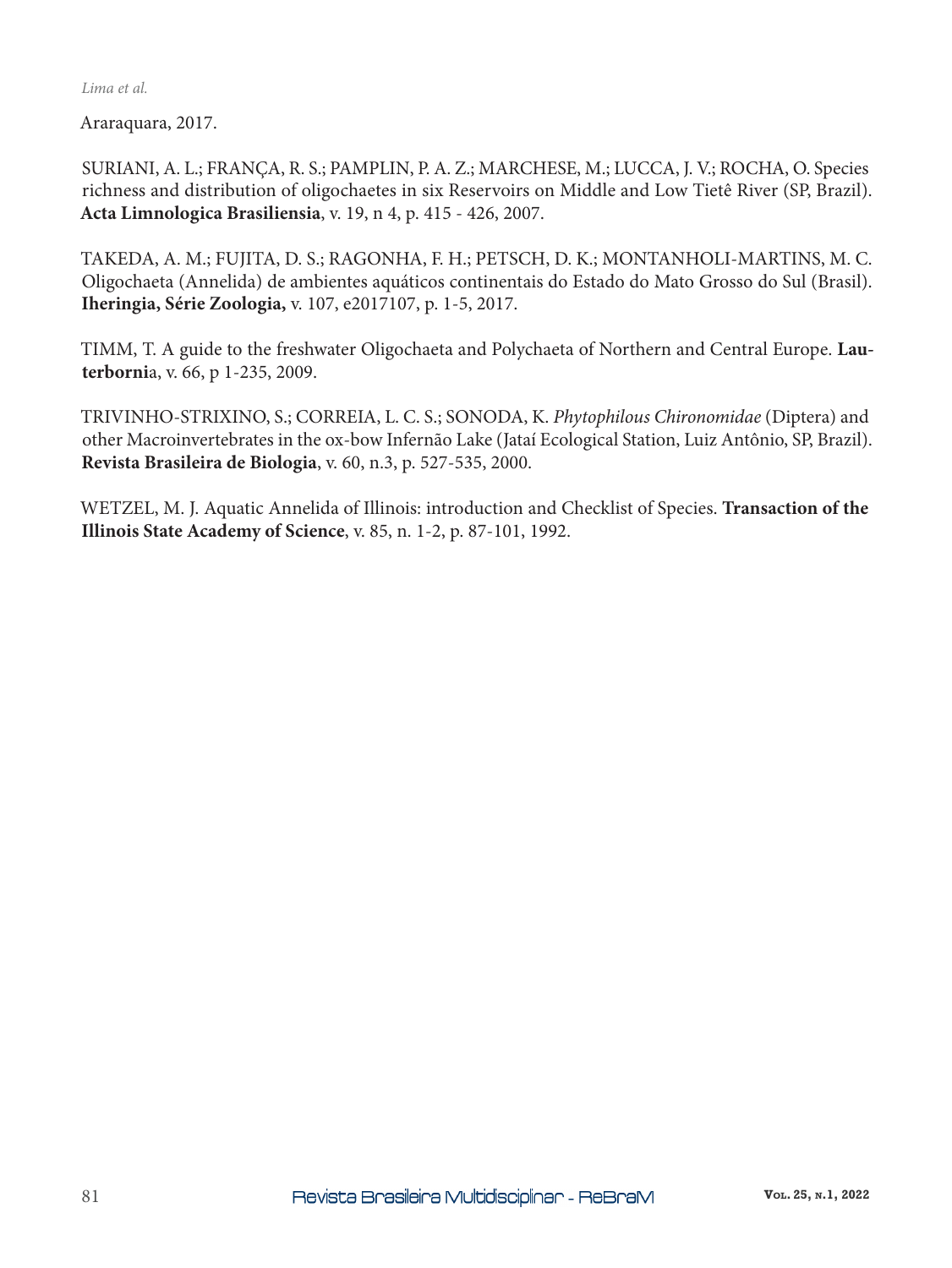Araraquara, 2017.

SURIANI, A. L.; FRANÇA, R. S.; PAMPLIN, P. A. Z.; MARCHESE, M.; LUCCA, J. V.; ROCHA, O. Species richness and distribution of oligochaetes in six Reservoirs on Middle and Low Tietê River (SP, Brazil). **Acta Limnologica Brasiliensia**, v. 19, n 4, p. 415 - 426, 2007.

TAKEDA, A. M.; FUJITA, D. S.; RAGONHA, F. H.; PETSCH, D. K.; MONTANHOLI-MARTINS, M. C. Oligochaeta (Annelida) de ambientes aquáticos continentais do Estado do Mato Grosso do Sul (Brasil). **Iheringia, Série Zoologia,** v. 107, e2017107, p. 1-5, 2017.

TIMM, T. A guide to the freshwater Oligochaeta and Polychaeta of Northern and Central Europe. **Lauterborni**a, v. 66, p 1-235, 2009.

TRIVINHO-STRIXINO, S.; CORREIA, L. C. S.; SONODA, K. *Phytophilous Chironomidae* (Diptera) and other Macroinvertebrates in the ox-bow Infernão Lake (Jataí Ecological Station, Luiz Antônio, SP, Brazil). **Revista Brasileira de Biologia**, v. 60, n.3, p. 527-535, 2000.

WETZEL, M. J. Aquatic Annelida of Illinois: introduction and Checklist of Species. **Transaction of the Illinois State Academy of Science**, v. 85, n. 1-2, p. 87-101, 1992.